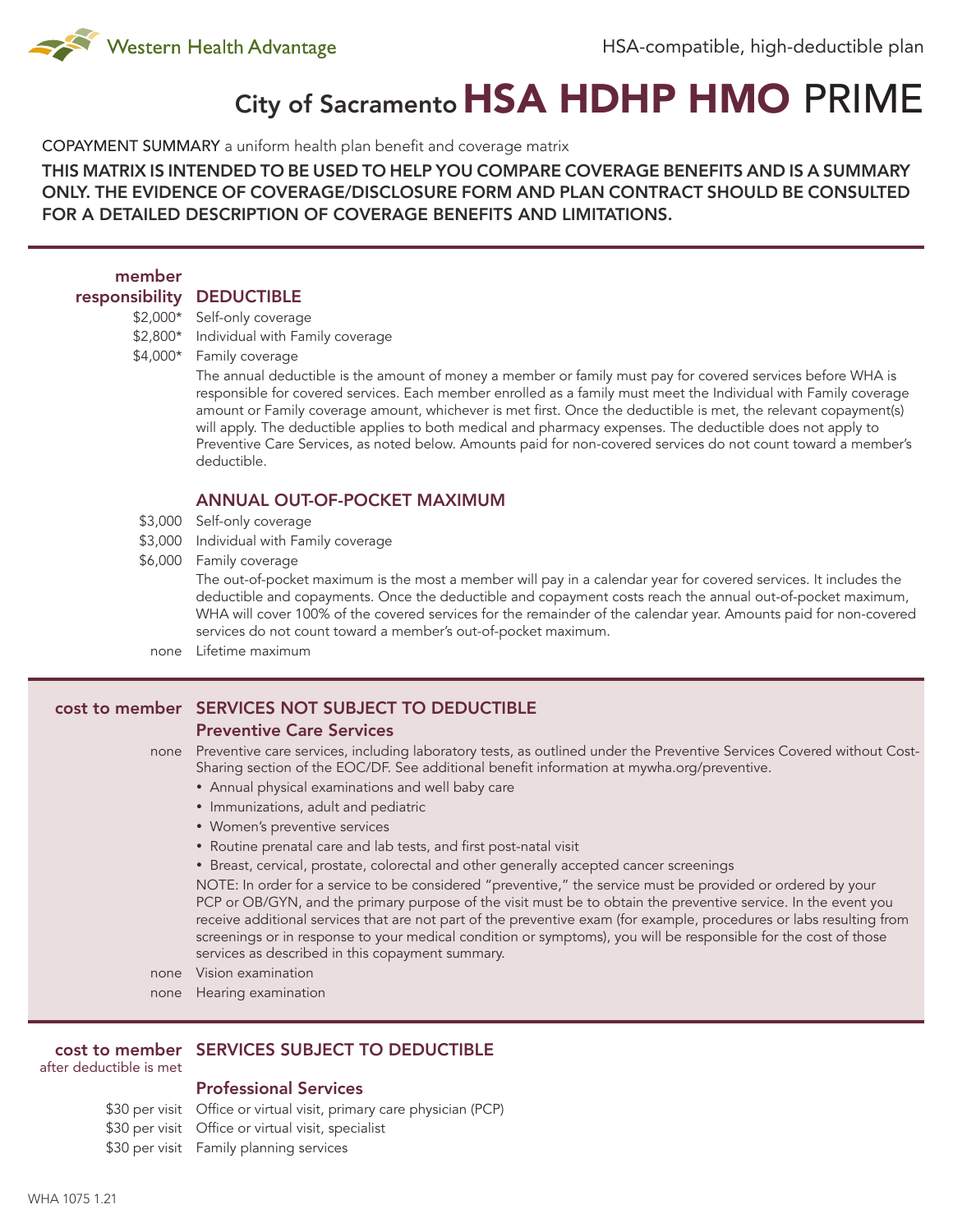Western Health Advantage

HSA-compatible, high-deductible plan

# City of Sacramento HSA HDHP HMO PRIME

COPAYMENT SUMMARY a uniform health plan benefit and coverage matrix

**THIS MATRIX IS INTENDED TO BE USED TO HELP YOU COMPARE COVERAGE BENEFITS AND IS A SUMMARY ONLY. THE EVIDENCE OF COVERAGE/DISCLOSURE FORM AND PLAN CONTRACT SHOULD BE CONSULTED FOR A DETAILED DESCRIPTION OF COVERAGE BENEFITS AND LIMITATIONS.**

## DEDUCTIBLE

| member responsibility | |
|---|---|
| $2,000* | Self-only coverage |
| $2,800* | Individual with Family coverage |
| $4,000* | Family coverage |

The annual deductible is the amount of money a member or family must pay for covered services before WHA is responsible for covered services. Each member enrolled as a family must meet the Individual with Family coverage amount or Family coverage amount, whichever is met first. Once the deductible is met, the relevant copayment(s) will apply. The deductible applies to both medical and pharmacy expenses. The deductible does not apply to Preventive Care Services, as noted below. Amounts paid for non-covered services do not count toward a member's deductible.

## ANNUAL OUT-OF-POCKET MAXIMUM

| member responsibility | |
|---|---|
| $3,000 | Self-only coverage |
| $3,000 | Individual with Family coverage |
| $6,000 | Family coverage |

The out-of-pocket maximum is the most a member will pay in a calendar year for covered services. It includes the deductible and copayments. Once the deductible and copayment costs reach the annual out-of-pocket maximum, WHA will cover 100% of the covered services for the remainder of the calendar year. Amounts paid for non-covered services do not count toward a member's out-of-pocket maximum.

| | |
|---|---|
| none | Lifetime maximum |

## SERVICES NOT SUBJECT TO DEDUCTIBLE

### Preventive Care Services

| cost to member | |
|---|---|
| none | Preventive care services, including laboratory tests, as outlined under the Preventive Services Covered without Cost-Sharing section of the EOC/DF. See additional benefit information at mywha.org/preventive. |

- Annual physical examinations and well baby care
- Immunizations, adult and pediatric
- Women's preventive services
- Routine prenatal care and lab tests, and first post-natal visit
- Breast, cervical, prostate, colorectal and other generally accepted cancer screenings

NOTE: In order for a service to be considered "preventive," the service must be provided or ordered by your PCP or OB/GYN, and the primary purpose of the visit must be to obtain the preventive service. In the event you receive additional services that are not part of the preventive exam (for example, procedures or labs resulting from screenings or in response to your medical condition or symptoms), you will be responsible for the cost of those services as described in this copayment summary.

| | |
|---|---|
| none | Vision examination |
| none | Hearing examination |

## SERVICES SUBJECT TO DEDUCTIBLE

### Professional Services

| cost to member after deductible is met | |
|---|---|
| $30 per visit | Office or virtual visit, primary care physician (PCP) |
| $30 per visit | Office or virtual visit, specialist |
| $30 per visit | Family planning services |

WHA 1075 1.21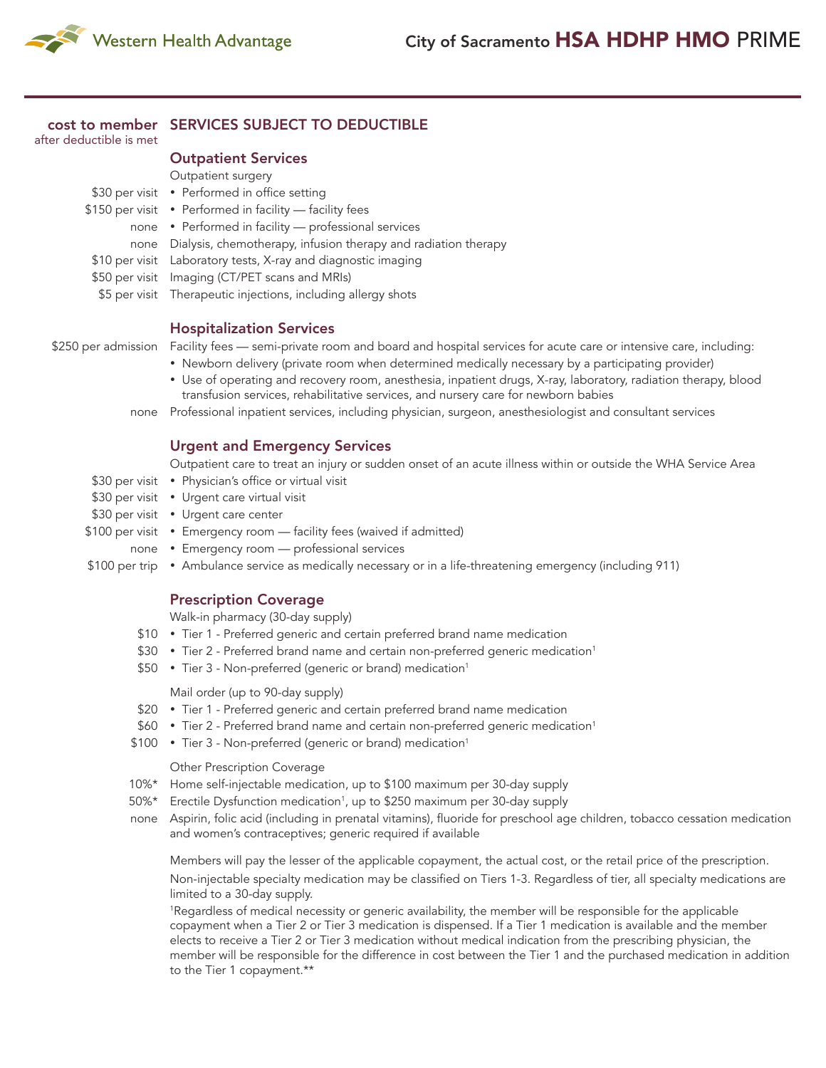# City of Sacramento HSA HDHP HMO PRIME

## SERVICES SUBJECT TO DEDUCTIBLE

| cost to member after deductible is met | |
|---|---|
| | **Outpatient Services** |
| | Outpatient surgery |
| $30 per visit | • Performed in office setting |
| $150 per visit | • Performed in facility — facility fees |
| none | • Performed in facility — professional services |
| none | Dialysis, chemotherapy, infusion therapy and radiation therapy |
| $10 per visit | Laboratory tests, X-ray and diagnostic imaging |
| $50 per visit | Imaging (CT/PET scans and MRIs) |
| $5 per visit | Therapeutic injections, including allergy shots |
| | **Hospitalization Services** |
| $250 per admission | Facility fees — semi-private room and board and hospital services for acute care or intensive care, including:<br>• Newborn delivery (private room when determined medically necessary by a participating provider)<br>• Use of operating and recovery room, anesthesia, inpatient drugs, X-ray, laboratory, radiation therapy, blood transfusion services, rehabilitative services, and nursery care for newborn babies |
| none | Professional inpatient services, including physician, surgeon, anesthesiologist and consultant services |
| | **Urgent and Emergency Services** |
| | Outpatient care to treat an injury or sudden onset of an acute illness within or outside the WHA Service Area |
| $30 per visit | • Physician's office or virtual visit |
| $30 per visit | • Urgent care virtual visit |
| $30 per visit | • Urgent care center |
| $100 per visit | • Emergency room — facility fees (waived if admitted) |
| none | • Emergency room — professional services |
| $100 per trip | • Ambulance service as medically necessary or in a life-threatening emergency (including 911) |
| | **Prescription Coverage** |
| | Walk-in pharmacy (30-day supply) |
| $10 | • Tier 1 - Preferred generic and certain preferred brand name medication |
| $30 | • Tier 2 - Preferred brand name and certain non-preferred generic medication[1] |
| $50 | • Tier 3 - Non-preferred (generic or brand) medication[1] |
| | Mail order (up to 90-day supply) |
| $20 | • Tier 1 - Preferred generic and certain preferred brand name medication |
| $60 | • Tier 2 - Preferred brand name and certain non-preferred generic medication[1] |
| $100 | • Tier 3 - Non-preferred (generic or brand) medication[1] |
| | Other Prescription Coverage |
| 10%* | Home self-injectable medication, up to $100 maximum per 30-day supply |
| 50%* | Erectile Dysfunction medication[1], up to $250 maximum per 30-day supply |
| none | Aspirin, folic acid (including in prenatal vitamins), fluoride for preschool age children, tobacco cessation medication and women's contraceptives; generic required if available |

Members will pay the lesser of the applicable copayment, the actual cost, or the retail price of the prescription.

Non-injectable specialty medication may be classified on Tiers 1-3. Regardless of tier, all specialty medications are limited to a 30-day supply.

[1]Regardless of medical necessity or generic availability, the member will be responsible for the applicable copayment when a Tier 2 or Tier 3 medication is dispensed. If a Tier 1 medication is available and the member elects to receive a Tier 2 or Tier 3 medication without medical indication from the prescribing physician, the member will be responsible for the difference in cost between the Tier 1 and the purchased medication in addition to the Tier 1 copayment.**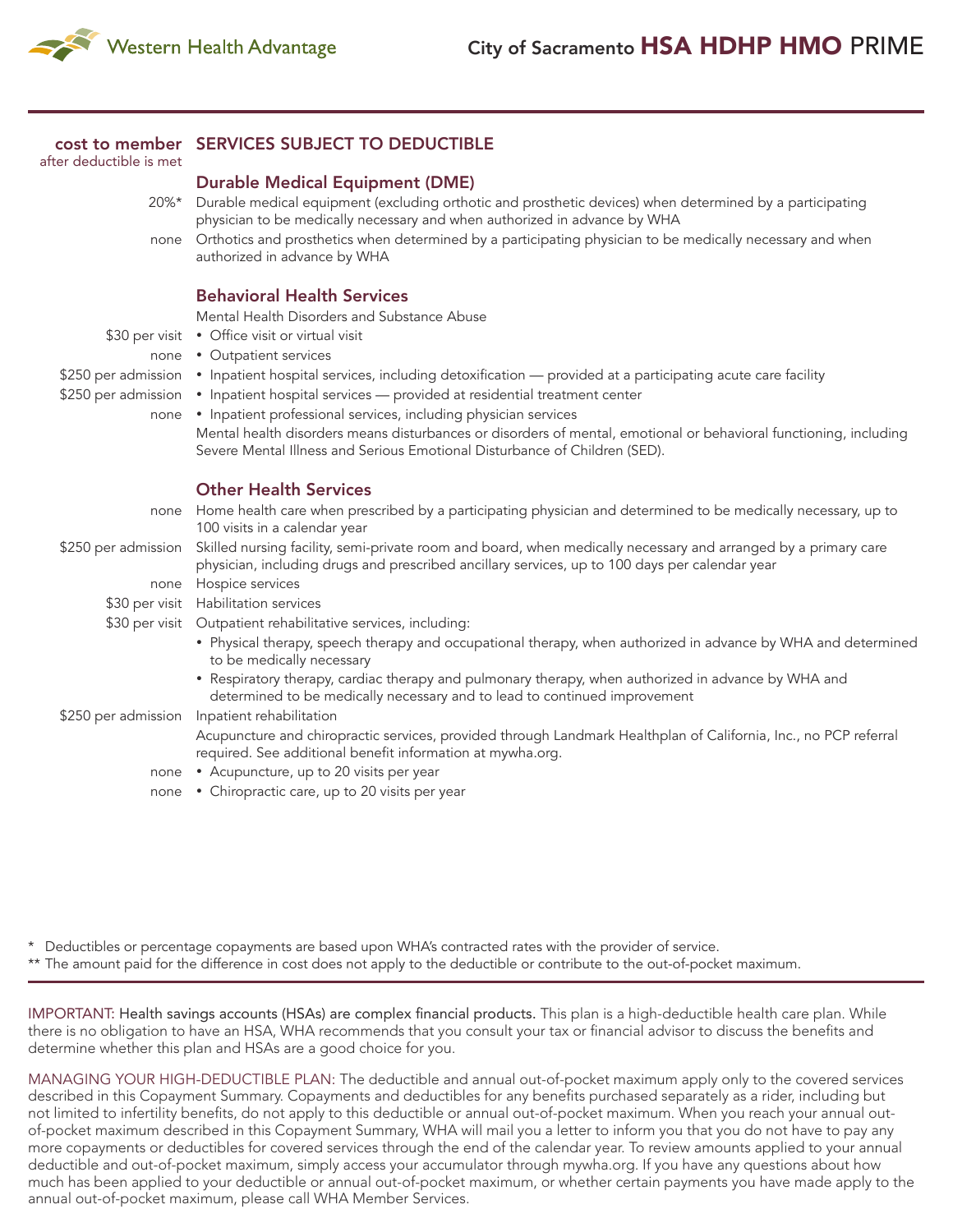# City of Sacramento HSA HDHP HMO PRIME

Western Health Advantage

## SERVICES SUBJECT TO DEDUCTIBLE

| cost to member after deductible is met | |
|---|---|
| | **Durable Medical Equipment (DME)** |
| 20%* | Durable medical equipment (excluding orthotic and prosthetic devices) when determined by a participating physician to be medically necessary and when authorized in advance by WHA |
| none | Orthotics and prosthetics when determined by a participating physician to be medically necessary and when authorized in advance by WHA |
| | **Behavioral Health Services** |
| | Mental Health Disorders and Substance Abuse |
| $30 per visit | • Office visit or virtual visit |
| none | • Outpatient services |
| $250 per admission | • Inpatient hospital services, including detoxification — provided at a participating acute care facility |
| $250 per admission | • Inpatient hospital services — provided at residential treatment center |
| none | • Inpatient professional services, including physician services |
| | Mental health disorders means disturbances or disorders of mental, emotional or behavioral functioning, including Severe Mental Illness and Serious Emotional Disturbance of Children (SED). |
| | **Other Health Services** |
| none | Home health care when prescribed by a participating physician and determined to be medically necessary, up to 100 visits in a calendar year |
| $250 per admission | Skilled nursing facility, semi-private room and board, when medically necessary and arranged by a primary care physician, including drugs and prescribed ancillary services, up to 100 days per calendar year |
| none | Hospice services |
| $30 per visit | Habilitation services |
| $30 per visit | Outpatient rehabilitative services, including: |
| | • Physical therapy, speech therapy and occupational therapy, when authorized in advance by WHA and determined to be medically necessary |
| | • Respiratory therapy, cardiac therapy and pulmonary therapy, when authorized in advance by WHA and determined to be medically necessary and to lead to continued improvement |
| $250 per admission | Inpatient rehabilitation |
| | Acupuncture and chiropractic services, provided through Landmark Healthplan of California, Inc., no PCP referral required. See additional benefit information at mywha.org. |
| none | • Acupuncture, up to 20 visits per year |
| none | • Chiropractic care, up to 20 visits per year |

\* Deductibles or percentage copayments are based upon WHA's contracted rates with the provider of service.

** The amount paid for the difference in cost does not apply to the deductible or contribute to the out-of-pocket maximum.

IMPORTANT: **Health savings accounts (HSAs) are complex financial products.** This plan is a high-deductible health care plan. While there is no obligation to have an HSA, WHA recommends that you consult your tax or financial advisor to discuss the benefits and determine whether this plan and HSAs are a good choice for you.

MANAGING YOUR HIGH-DEDUCTIBLE PLAN: The deductible and annual out-of-pocket maximum apply only to the covered services described in this Copayment Summary. Copayments and deductibles for any benefits purchased separately as a rider, including but not limited to infertility benefits, do not apply to this deductible or annual out-of-pocket maximum. When you reach your annual out-of-pocket maximum described in this Copayment Summary, WHA will mail you a letter to inform you that you do not have to pay any more copayments or deductibles for covered services through the end of the calendar year. To review amounts applied to your annual deductible and out-of-pocket maximum, simply access your accumulator through mywha.org. If you have any questions about how much has been applied to your deductible or annual out-of-pocket maximum, or whether certain payments you have made apply to the annual out-of-pocket maximum, please call WHA Member Services.